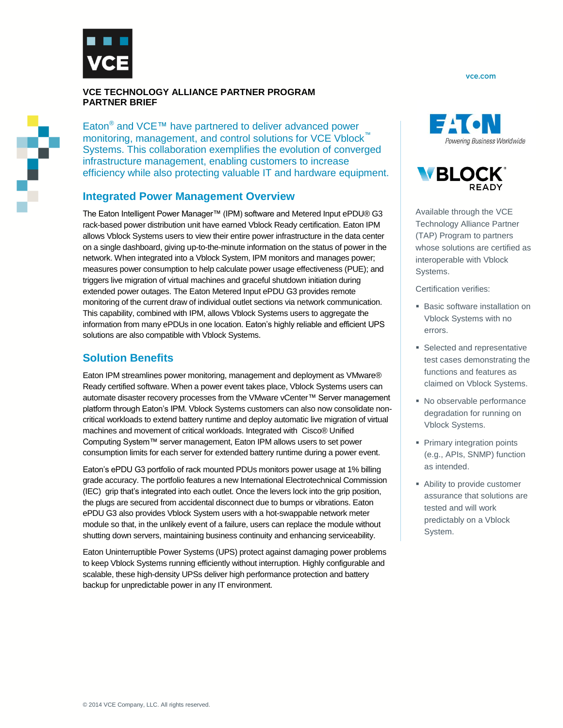vce.com

**VCE TECHNOLOGY ALLIANCE PARTNER PROGRAM**
**PARTNER BRIEF**

Eaton® and VCE™ have partnered to deliver advanced power monitoring, management, and control solutions for VCE Vblock™ Systems. This collaboration exemplifies the evolution of converged infrastructure management, enabling customers to increase efficiency while also protecting valuable IT and hardware equipment.

## Integrated Power Management Overview

The Eaton Intelligent Power Manager™ (IPM) software and Metered Input ePDU® G3 rack-based power distribution unit have earned Vblock Ready certification. Eaton IPM allows Vblock Systems users to view their entire power infrastructure in the data center on a single dashboard, giving up-to-the-minute information on the status of power in the network. When integrated into a Vblock System, IPM monitors and manages power; measures power consumption to help calculate power usage effectiveness (PUE); and triggers live migration of virtual machines and graceful shutdown initiation during extended power outages. The Eaton Metered Input ePDU G3 provides remote monitoring of the current draw of individual outlet sections via network communication. This capability, combined with IPM, allows Vblock Systems users to aggregate the information from many ePDUs in one location. Eaton's highly reliable and efficient UPS solutions are also compatible with Vblock Systems.

## Solution Benefits

Eaton IPM streamlines power monitoring, management and deployment as VMware® Ready certified software. When a power event takes place, Vblock Systems users can automate disaster recovery processes from the VMware vCenter™ Server management platform through Eaton's IPM. Vblock Systems customers can also now consolidate non-critical workloads to extend battery runtime and deploy automatic live migration of virtual machines and movement of critical workloads. Integrated with Cisco® Unified Computing System™ server management, Eaton IPM allows users to set power consumption limits for each server for extended battery runtime during a power event.

Eaton's ePDU G3 portfolio of rack mounted PDUs monitors power usage at 1% billing grade accuracy. The portfolio features a new International Electrotechnical Commission (IEC) grip that's integrated into each outlet. Once the levers lock into the grip position, the plugs are secured from accidental disconnect due to bumps or vibrations. Eaton ePDU G3 also provides Vblock System users with a hot-swappable network meter module so that, in the unlikely event of a failure, users can replace the module without shutting down servers, maintaining business continuity and enhancing serviceability.

Eaton Uninterruptible Power Systems (UPS) protect against damaging power problems to keep Vblock Systems running efficiently without interruption. Highly configurable and scalable, these high-density UPSs deliver high performance protection and battery backup for unpredictable power in any IT environment.

EATON
*Powering Business Worldwide*

VBLOCK® READY

Available through the VCE Technology Alliance Partner (TAP) Program to partners whose solutions are certified as interoperable with Vblock Systems.

Certification verifies:

- Basic software installation on Vblock Systems with no errors.
- Selected and representative test cases demonstrating the functions and features as claimed on Vblock Systems.
- No observable performance degradation for running on Vblock Systems.
- Primary integration points (e.g., APIs, SNMP) function as intended.
- Ability to provide customer assurance that solutions are tested and will work predictably on a Vblock System.

© 2014 VCE Company, LLC. All rights reserved.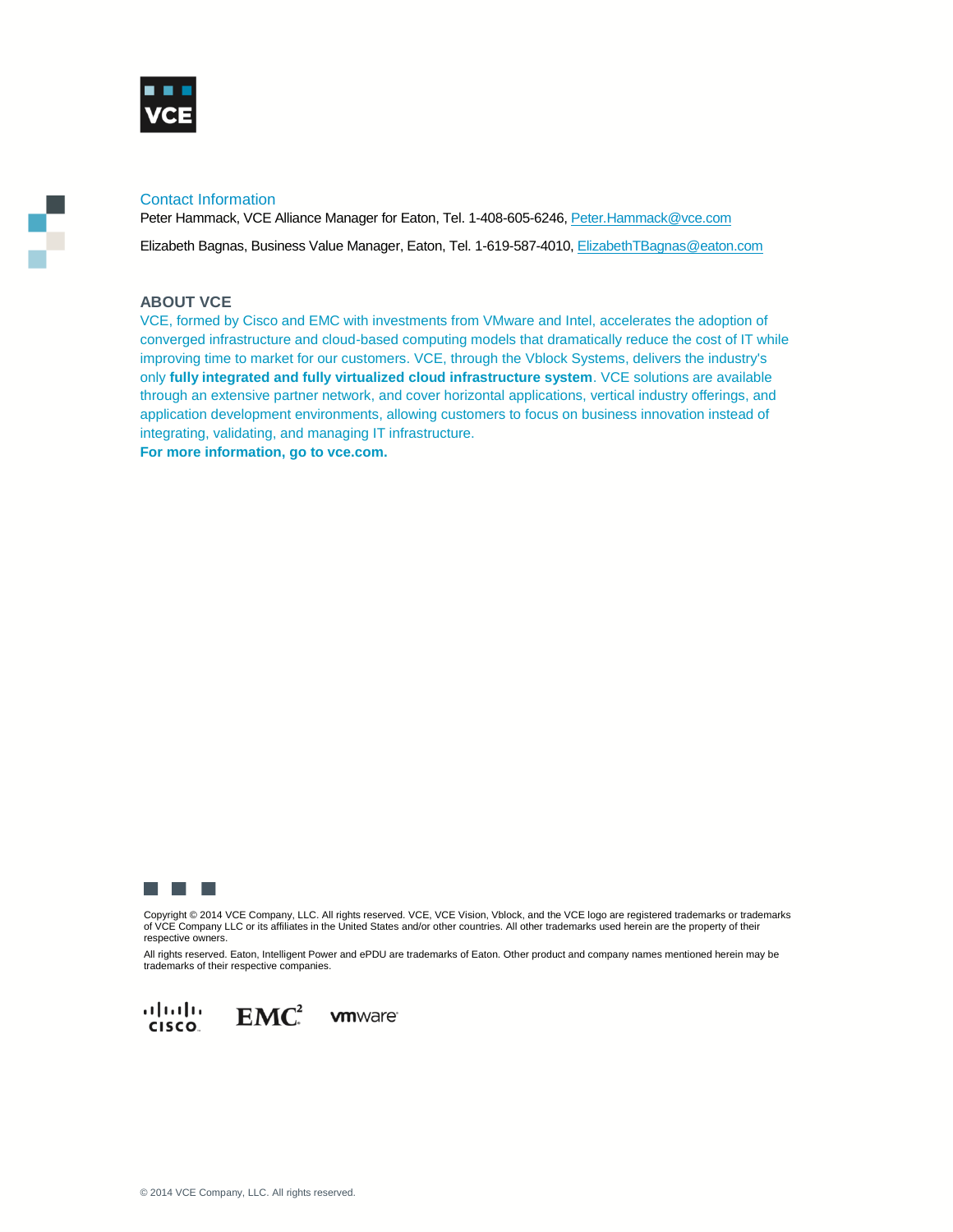## Contact Information

Peter Hammack, VCE Alliance Manager for Eaton, Tel. 1-408-605-6246, Peter.Hammack@vce.com

Elizabeth Bagnas, Business Value Manager, Eaton, Tel. 1-619-587-4010, ElizabethTBagnas@eaton.com

## ABOUT VCE

VCE, formed by Cisco and EMC with investments from VMware and Intel, accelerates the adoption of converged infrastructure and cloud-based computing models that dramatically reduce the cost of IT while improving time to market for our customers. VCE, through the Vblock Systems, delivers the industry's only **fully integrated and fully virtualized cloud infrastructure system**. VCE solutions are available through an extensive partner network, and cover horizontal applications, vertical industry offerings, and application development environments, allowing customers to focus on business innovation instead of integrating, validating, and managing IT infrastructure.

**For more information, go to vce.com.**

Copyright © 2014 VCE Company, LLC. All rights reserved. VCE, VCE Vision, Vblock, and the VCE logo are registered trademarks or trademarks of VCE Company LLC or its affiliates in the United States and/or other countries. All other trademarks used herein are the property of their respective owners.

All rights reserved. Eaton, Intelligent Power and ePDU are trademarks of Eaton. Other product and company names mentioned herein may be trademarks of their respective companies.